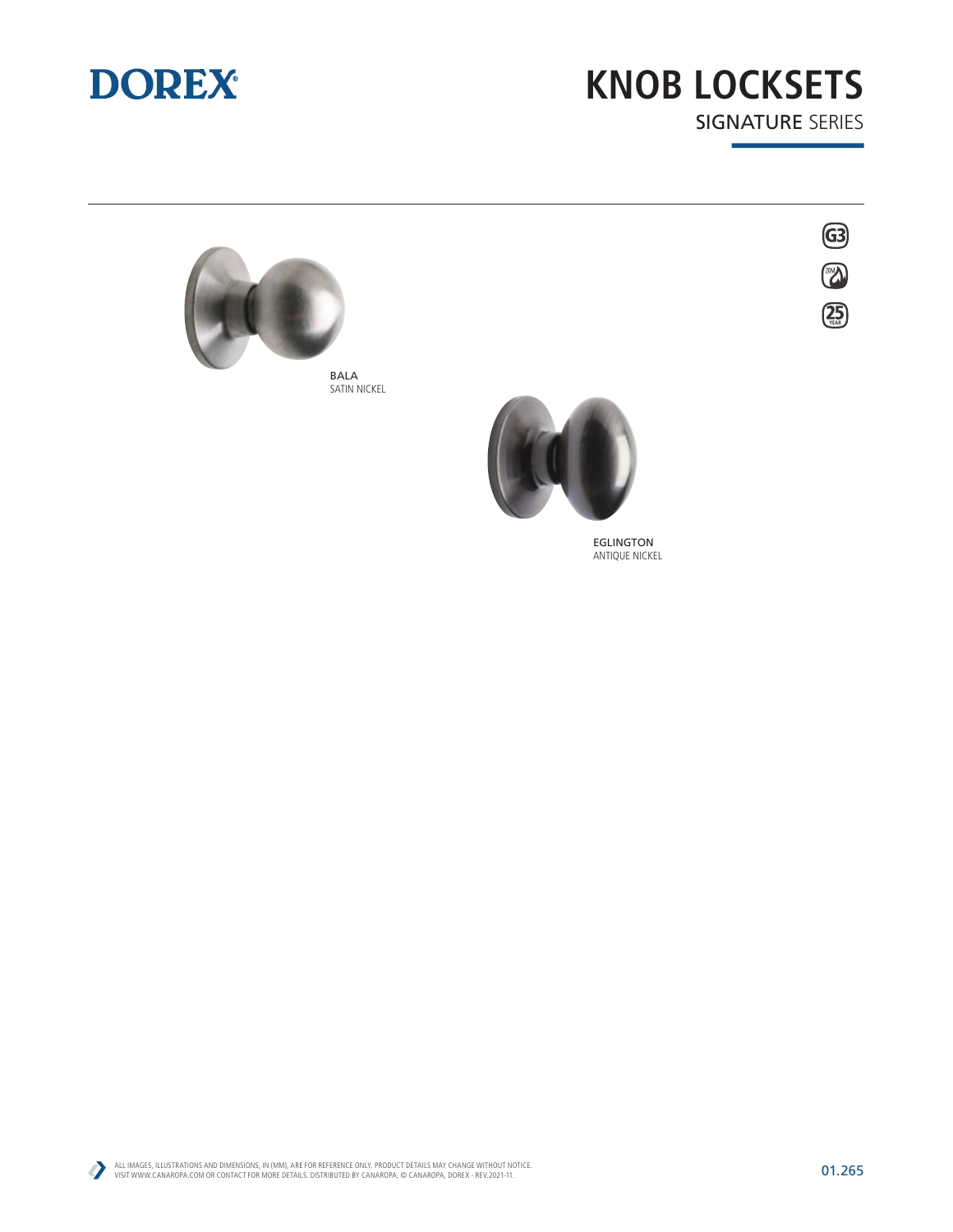DOREX

# KNOB LOCKSETS

## SIGNATURE SERIES

G3

20M

25 YEAR

BALA
SATIN NICKEL

EGLINGTON
ANTIQUE NICKEL

ALL IMAGES, ILLUSTRATIONS AND DIMENSIONS, IN (MM), ARE FOR REFERENCE ONLY. PRODUCT DETAILS MAY CHANGE WITHOUT NOTICE.
VISIT WWW.CANAROPA.COM OR CONTACT FOR MORE DETAILS. DISTRIBUTED BY CANAROPA. © CANAROPA, DOREX - REV.2021-11.

01.265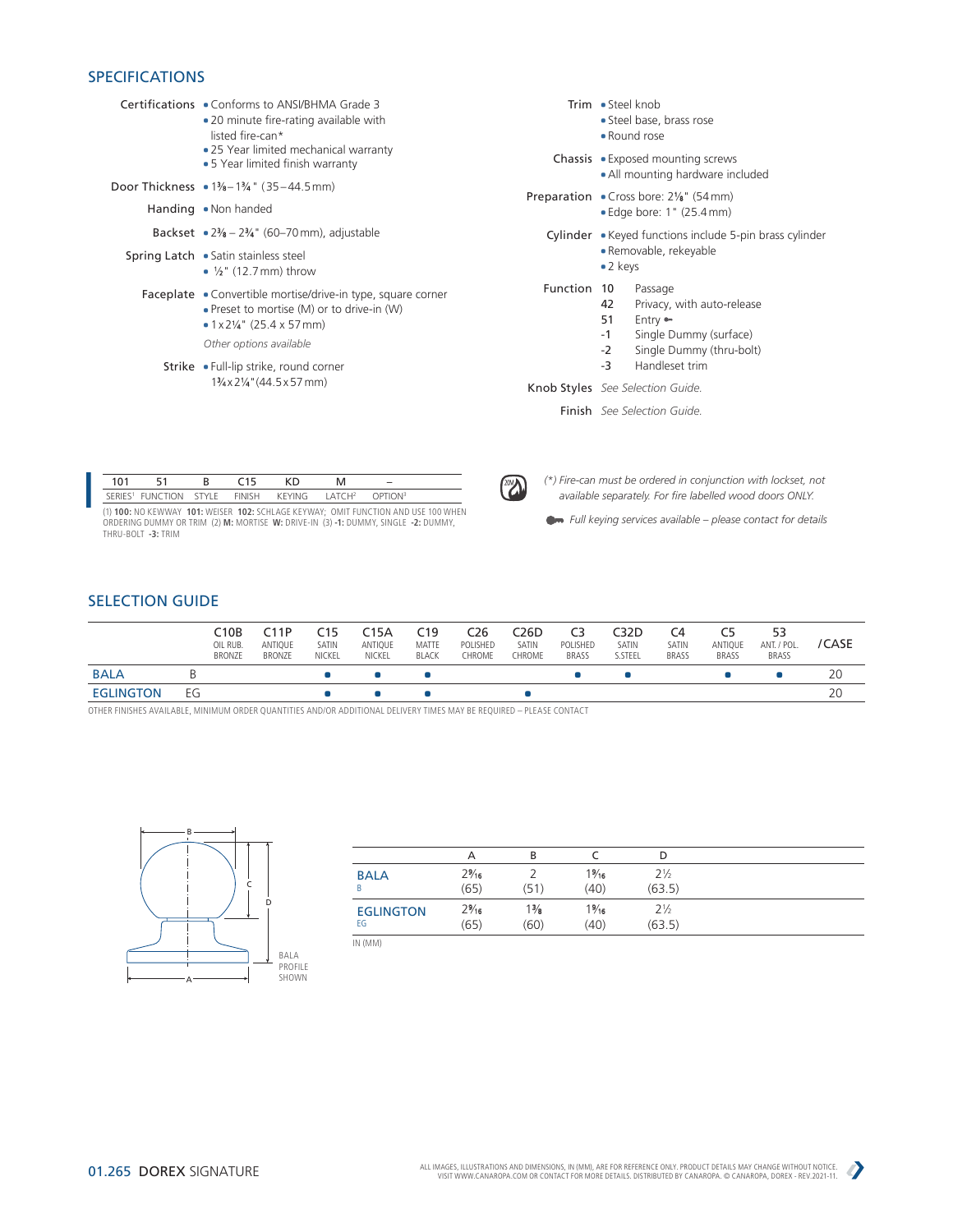## SPECIFICATIONS

**Certifications**
- Conforms to ANSI/BHMA Grade 3
- 20 minute fire-rating available with listed fire-can*
- 25 Year limited mechanical warranty
- 5 Year limited finish warranty

**Door Thickness**
- 1⅜ – 1¾" (35 – 44.5 mm)

**Handing**
- Non handed

**Backset**
- 2⅜ – 2¾" (60–70 mm), adjustable

**Spring Latch**
- Satin stainless steel
- ½" (12.7 mm) throw

**Faceplate**
- Convertible mortise/drive-in type, square corner
- Preset to mortise (M) or to drive-in (W)
- 1 x 2¼" (25.4 x 57 mm)

*Other options available*

**Strike**
- Full-lip strike, round corner 1¾ x 2¼" (44.5 x 57 mm)

**Trim**
- Steel knob
- Steel base, brass rose
- Round rose

**Chassis**
- Exposed mounting screws
- All mounting hardware included

**Preparation**
- Cross bore: 2⅛" (54 mm)
- Edge bore: 1" (25.4 mm)

**Cylinder**
- Keyed functions include 5-pin brass cylinder
- Removable, rekeyable
- 2 keys

**Function**

| | |
|---|---|
| 10 | Passage |
| 42 | Privacy, with auto-release |
| 51 | Entry 🔑 |
| -1 | Single Dummy (surface) |
| -2 | Single Dummy (thru-bolt) |
| -3 | Handleset trim |

**Knob Styles** *See Selection Guide.*

**Finish** *See Selection Guide.*

| 101 | 51 | B | C15 | KD | M | – |
|---|---|---|---|---|---|---|
| SERIES[1] | FUNCTION | STYLE | FINISH | KEYING | LATCH[2] | OPTION[3] |

(1) **100:** NO KEWWAY **101:** WEISER **102:** SCHLAGE KEYWAY; OMIT FUNCTION AND USE 100 WHEN ORDERING DUMMY OR TRIM (2) **M:** MORTISE **W:** DRIVE-IN (3) **-1:** DUMMY, SINGLE **-2:** DUMMY, THRU-BOLT **-3:** TRIM

*(*) Fire-can must be ordered in conjunction with lockset, not available separately. For fire labelled wood doors ONLY.*

*Full keying services available – please contact for details*

## SELECTION GUIDE

| | | C10B OIL RUB. BRONZE | C11P ANTIQUE BRONZE | C15 SATIN NICKEL | C15A ANTIQUE NICKEL | C19 MATTE BLACK | C26 POLISHED CHROME | C26D SATIN CHROME | C3 POLISHED BRASS | C32D SATIN S.STEEL | C4 SATIN BRASS | C5 ANTIQUE BRASS | 53 ANT. / POL. BRASS | /CASE |
|---|---|---|---|---|---|---|---|---|---|---|---|---|---|---|
| BALA | B | | | • | • | • | | | • | • | | • | • | 20 |
| EGLINGTON | EG | | | • | • | • | | • | | | | | | 20 |

OTHER FINISHES AVAILABLE, MINIMUM ORDER QUANTITIES AND/OR ADDITIONAL DELIVERY TIMES MAY BE REQUIRED – PLEASE CONTACT

A
B
C
D
BALA PROFILE SHOWN

| | A | B | C | D |
|---|---|---|---|---|
| BALA B | 2⁹⁄₁₆ (65) | 2 (51) | 1⁹⁄₁₆ (40) | 2½ (63.5) |
| EGLINGTON EG | 2⁹⁄₁₆ (65) | 1⅜ (60) | 1⁹⁄₁₆ (40) | 2½ (63.5) |

IN (MM)

01.265 DOREX SIGNATURE

ALL IMAGES, ILLUSTRATIONS AND DIMENSIONS, IN (MM), ARE FOR REFERENCE ONLY. PRODUCT DETAILS MAY CHANGE WITHOUT NOTICE. VISIT WWW.CANAROPA.COM OR CONTACT FOR MORE DETAILS. DISTRIBUTED BY CANAROPA. © CANAROPA, DOREX - REV.2021-11.